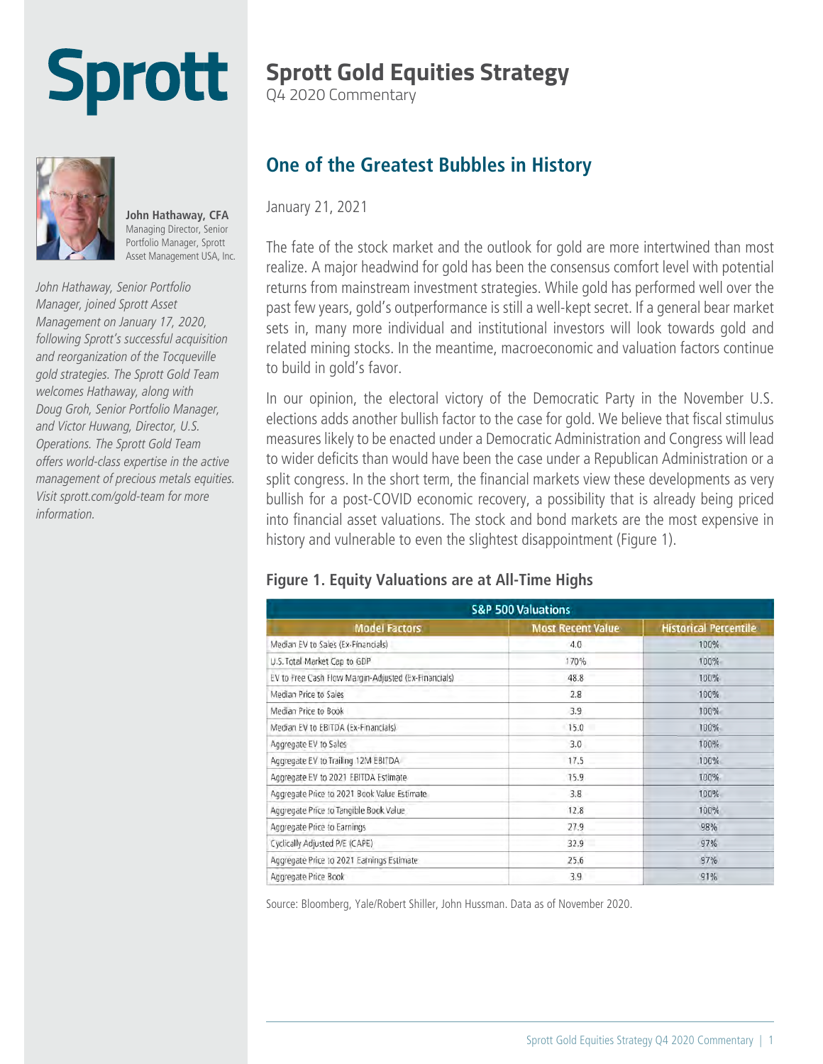Sprott

# Sprott Gold Equities Strategy

Q4 2020 Commentary

**John Hathaway, CFA**
Managing Director, Senior Portfolio Manager, Sprott Asset Management USA, Inc.

*John Hathaway, Senior Portfolio Manager, joined Sprott Asset Management on January 17, 2020, following Sprott's successful acquisition and reorganization of the Tocqueville gold strategies. The Sprott Gold Team welcomes Hathaway, along with Doug Groh, Senior Portfolio Manager, and Victor Huwang, Director, U.S. Operations. The Sprott Gold Team offers world-class expertise in the active management of precious metals equities. Visit sprott.com/gold-team for more information.*

## One of the Greatest Bubbles in History

January 21, 2021

The fate of the stock market and the outlook for gold are more intertwined than most realize. A major headwind for gold has been the consensus comfort level with potential returns from mainstream investment strategies. While gold has performed well over the past few years, gold's outperformance is still a well-kept secret. If a general bear market sets in, many more individual and institutional investors will look towards gold and related mining stocks. In the meantime, macroeconomic and valuation factors continue to build in gold's favor.

In our opinion, the electoral victory of the Democratic Party in the November U.S. elections adds another bullish factor to the case for gold. We believe that fiscal stimulus measures likely to be enacted under a Democratic Administration and Congress will lead to wider deficits than would have been the case under a Republican Administration or a split congress. In the short term, the financial markets view these developments as very bullish for a post-COVID economic recovery, a possibility that is already being priced into financial asset valuations. The stock and bond markets are the most expensive in history and vulnerable to even the slightest disappointment (Figure 1).

### Figure 1. Equity Valuations are at All-Time Highs

| S&P 500 Valuations | | |
|---|---|---|
| **Model Factors** | **Most Recent Value** | **Historical Percentile** |
| Median EV to Sales (Ex-Financials) | 4.0 | 100% |
| U.S. Total Market Cap to GDP | 170% | 100% |
| EV to Free Cash Flow Margin-Adjusted (Ex-Financials) | 48.8 | 100% |
| Median Price to Sales | 2.8 | 100% |
| Median Price to Book | 3.9 | 100% |
| Median EV to EBITDA (Ex-Financials) | 15.0 | 100% |
| Aggregate EV to Sales | 3.0 | 100% |
| Aggregate EV to Trailing 12M EBITDA | 17.5 | 100% |
| Aggregate EV to 2021 EBITDA Estimate | 15.9 | 100% |
| Aggregate Price to 2021 Book Value Estimate | 3.8 | 100% |
| Aggregate Price to Tangible Book Value | 12.8 | 100% |
| Aggregate Price to Earnings | 27.9 | 98% |
| Cyclically Adjusted P/E (CAPE) | 32.9 | 97% |
| Aggregate Price to 2021 Earnings Estimate | 25.6 | 97% |
| Aggregate Price Book | 3.9 | 91% |

Source: Bloomberg, Yale/Robert Shiller, John Hussman. Data as of November 2020.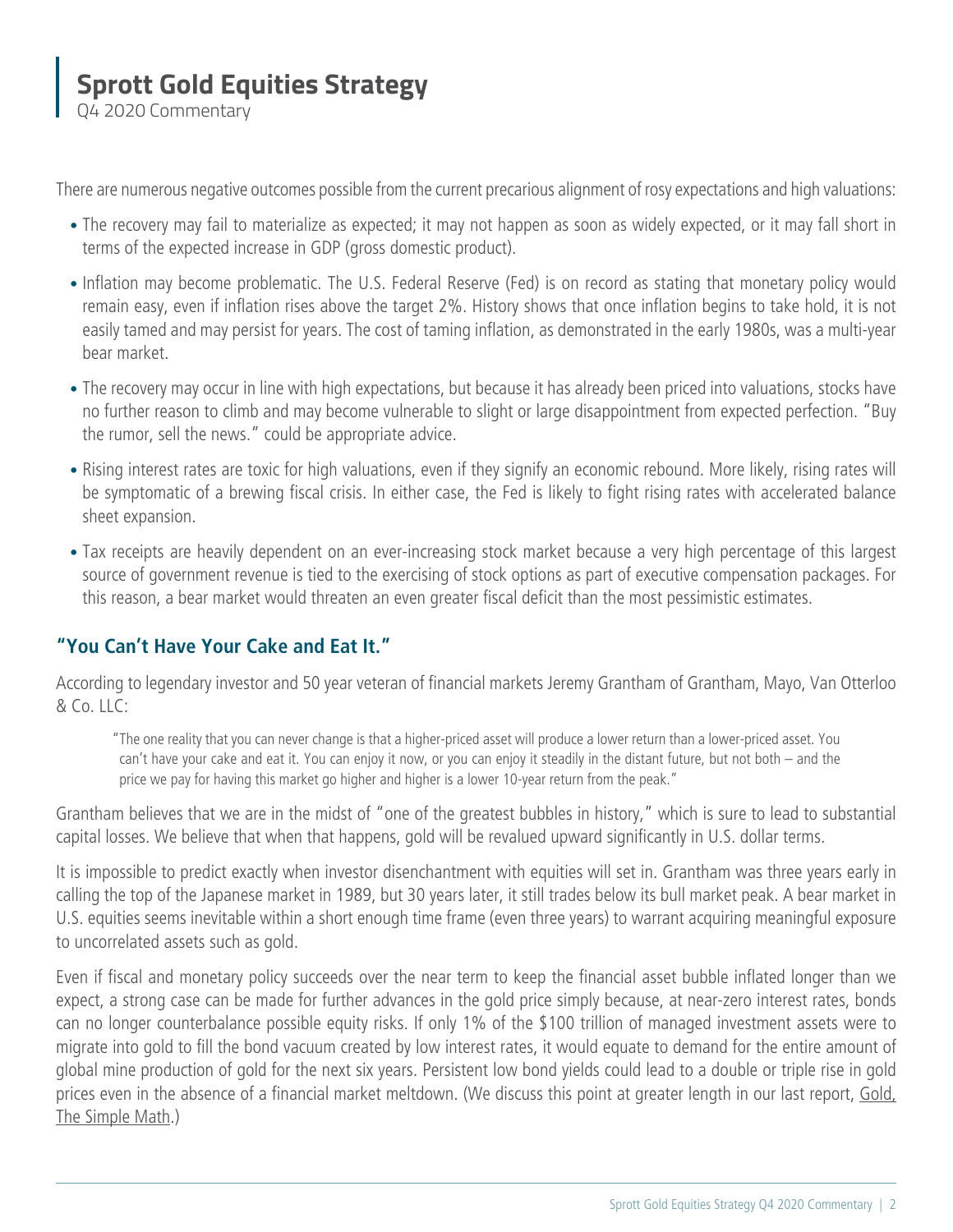There are numerous negative outcomes possible from the current precarious alignment of rosy expectations and high valuations:

- The recovery may fail to materialize as expected; it may not happen as soon as widely expected, or it may fall short in terms of the expected increase in GDP (gross domestic product).
- Inflation may become problematic. The U.S. Federal Reserve (Fed) is on record as stating that monetary policy would remain easy, even if inflation rises above the target 2%. History shows that once inflation begins to take hold, it is not easily tamed and may persist for years. The cost of taming inflation, as demonstrated in the early 1980s, was a multi-year bear market.
- The recovery may occur in line with high expectations, but because it has already been priced into valuations, stocks have no further reason to climb and may become vulnerable to slight or large disappointment from expected perfection. "Buy the rumor, sell the news." could be appropriate advice.
- Rising interest rates are toxic for high valuations, even if they signify an economic rebound. More likely, rising rates will be symptomatic of a brewing fiscal crisis. In either case, the Fed is likely to fight rising rates with accelerated balance sheet expansion.
- Tax receipts are heavily dependent on an ever-increasing stock market because a very high percentage of this largest source of government revenue is tied to the exercising of stock options as part of executive compensation packages. For this reason, a bear market would threaten an even greater fiscal deficit than the most pessimistic estimates.

## "You Can't Have Your Cake and Eat It."

According to legendary investor and 50 year veteran of financial markets Jeremy Grantham of Grantham, Mayo, Van Otterloo & Co. LLC:

> "The one reality that you can never change is that a higher-priced asset will produce a lower return than a lower-priced asset. You can't have your cake and eat it. You can enjoy it now, or you can enjoy it steadily in the distant future, but not both – and the price we pay for having this market go higher and higher is a lower 10-year return from the peak."

Grantham believes that we are in the midst of "one of the greatest bubbles in history," which is sure to lead to substantial capital losses. We believe that when that happens, gold will be revalued upward significantly in U.S. dollar terms.

It is impossible to predict exactly when investor disenchantment with equities will set in. Grantham was three years early in calling the top of the Japanese market in 1989, but 30 years later, it still trades below its bull market peak. A bear market in U.S. equities seems inevitable within a short enough time frame (even three years) to warrant acquiring meaningful exposure to uncorrelated assets such as gold.

Even if fiscal and monetary policy succeeds over the near term to keep the financial asset bubble inflated longer than we expect, a strong case can be made for further advances in the gold price simply because, at near-zero interest rates, bonds can no longer counterbalance possible equity risks. If only 1% of the $100 trillion of managed investment assets were to migrate into gold to fill the bond vacuum created by low interest rates, it would equate to demand for the entire amount of global mine production of gold for the next six years. Persistent low bond yields could lead to a double or triple rise in gold prices even in the absence of a financial market meltdown. (We discuss this point at greater length in our last report, Gold, The Simple Math.)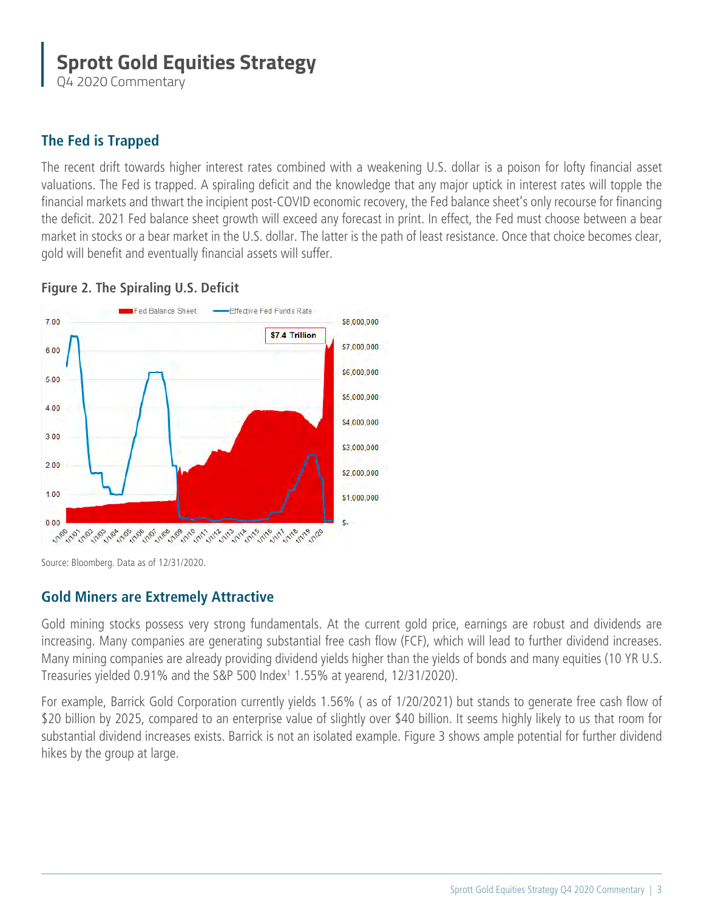## The Fed is Trapped

The recent drift towards higher interest rates combined with a weakening U.S. dollar is a poison for lofty financial asset valuations. The Fed is trapped. A spiraling deficit and the knowledge that any major uptick in interest rates will topple the financial markets and thwart the incipient post-COVID economic recovery, the Fed balance sheet's only recourse for financing the deficit. 2021 Fed balance sheet growth will exceed any forecast in print. In effect, the Fed must choose between a bear market in stocks or a bear market in the U.S. dollar. The latter is the path of least resistance. Once that choice becomes clear, gold will benefit and eventually financial assets will suffer.

**Figure 2. The Spiraling U.S. Deficit**

Fed Balance Sheet
Effective Fed Funds Rate
$7.4 Trillion
7.00
6.00
5.00
4.00
3.00
2.00
1.00
0.00
$8,000,000
$7,000,000
$6,000,000
$5,000,000
$4,000,000
$3,000,000
$2,000,000
$1,000,000
$-
1/1/00 1/1/01 1/1/02 1/1/03 1/1/04 1/1/05 1/1/06 1/1/07 1/1/08 1/1/09 1/1/10 1/1/11 1/1/12 1/1/13 1/1/14 1/1/15 1/1/16 1/1/17 1/1/18 1/1/19 1/1/20

Source: Bloomberg. Data as of 12/31/2020.

## Gold Miners are Extremely Attractive

Gold mining stocks possess very strong fundamentals. At the current gold price, earnings are robust and dividends are increasing. Many companies are generating substantial free cash flow (FCF), which will lead to further dividend increases. Many mining companies are already providing dividend yields higher than the yields of bonds and many equities (10 YR U.S. Treasuries yielded 0.91% and the S&P 500 Index[1] 1.55% at yearend, 12/31/2020).

For example, Barrick Gold Corporation currently yields 1.56% ( as of 1/20/2021) but stands to generate free cash flow of $20 billion by 2025, compared to an enterprise value of slightly over $40 billion. It seems highly likely to us that room for substantial dividend increases exists. Barrick is not an isolated example. Figure 3 shows ample potential for further dividend hikes by the group at large.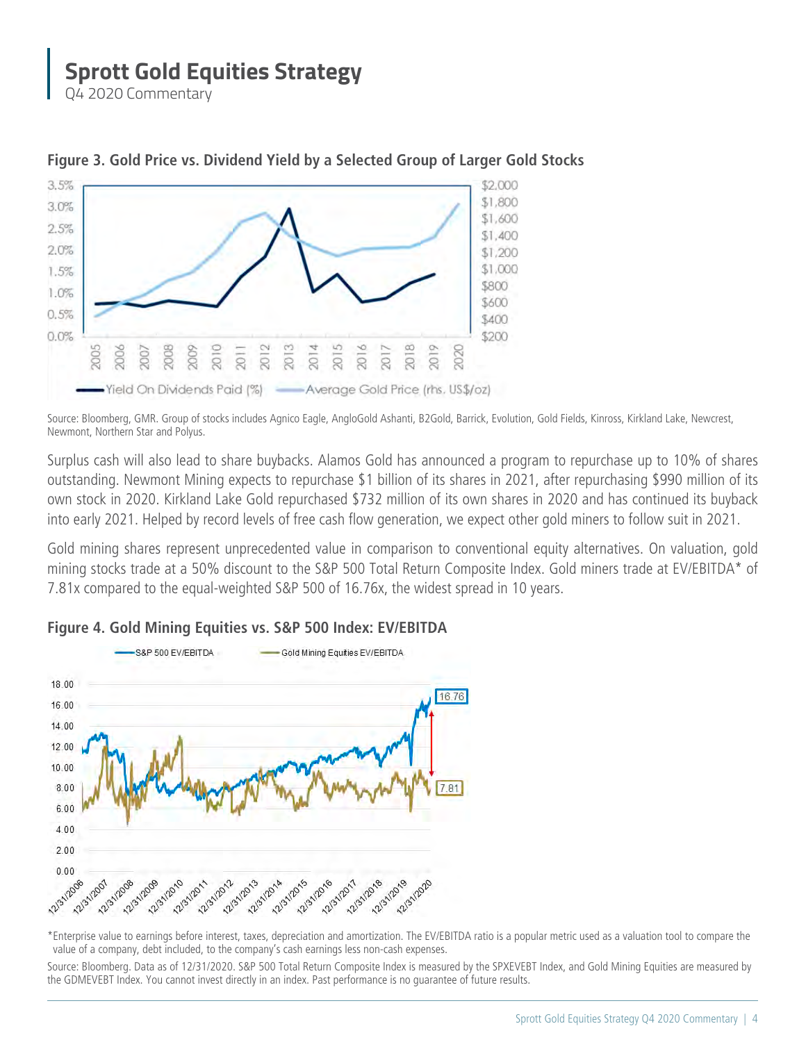## Figure 3. Gold Price vs. Dividend Yield by a Selected Group of Larger Gold Stocks

3.5%
3.0%
2.5%
2.0%
1.5%
1.0%
0.5%
0.0%

$2,000
$1,800
$1,600
$1,400
$1,200
$1,000
$800
$600
$400
$200

2005 2006 2007 2008 2009 2010 2011 2012 2013 2014 2015 2016 2017 2018 2019 2020

Yield On Dividends Paid (%) — Average Gold Price (rhs, US$/oz)

Source: Bloomberg, GMR. Group of stocks includes Agnico Eagle, AngloGold Ashanti, B2Gold, Barrick, Evolution, Gold Fields, Kinross, Kirkland Lake, Newcrest, Newmont, Northern Star and Polyus.

Surplus cash will also lead to share buybacks. Alamos Gold has announced a program to repurchase up to 10% of shares outstanding. Newmont Mining expects to repurchase $1 billion of its shares in 2021, after repurchasing $990 million of its own stock in 2020. Kirkland Lake Gold repurchased $732 million of its own shares in 2020 and has continued its buyback into early 2021. Helped by record levels of free cash flow generation, we expect other gold miners to follow suit in 2021.

Gold mining shares represent unprecedented value in comparison to conventional equity alternatives. On valuation, gold mining stocks trade at a 50% discount to the S&P 500 Total Return Composite Index. Gold miners trade at EV/EBITDA* of 7.81x compared to the equal-weighted S&P 500 of 16.76x, the widest spread in 10 years.

## Figure 4. Gold Mining Equities vs. S&P 500 Index: EV/EBITDA

S&P 500 EV/EBITDA — Gold Mining Equities EV/EBITDA

18.00
16.00
14.00
12.00
10.00
8.00
6.00
4.00
2.00
0.00

16.76
7.81

12/31/2006 12/31/2007 12/31/2008 12/31/2009 12/31/2010 12/31/2011 12/31/2012 12/31/2013 12/31/2014 12/31/2015 12/31/2016 12/31/2017 12/31/2018 12/31/2019 12/31/2020

*Enterprise value to earnings before interest, taxes, depreciation and amortization. The EV/EBITDA ratio is a popular metric used as a valuation tool to compare the value of a company, debt included, to the company's cash earnings less non-cash expenses.

Source: Bloomberg. Data as of 12/31/2020. S&P 500 Total Return Composite Index is measured by the SPXEVEBT Index, and Gold Mining Equities are measured by the GDMEVEBT Index. You cannot invest directly in an index. Past performance is no guarantee of future results.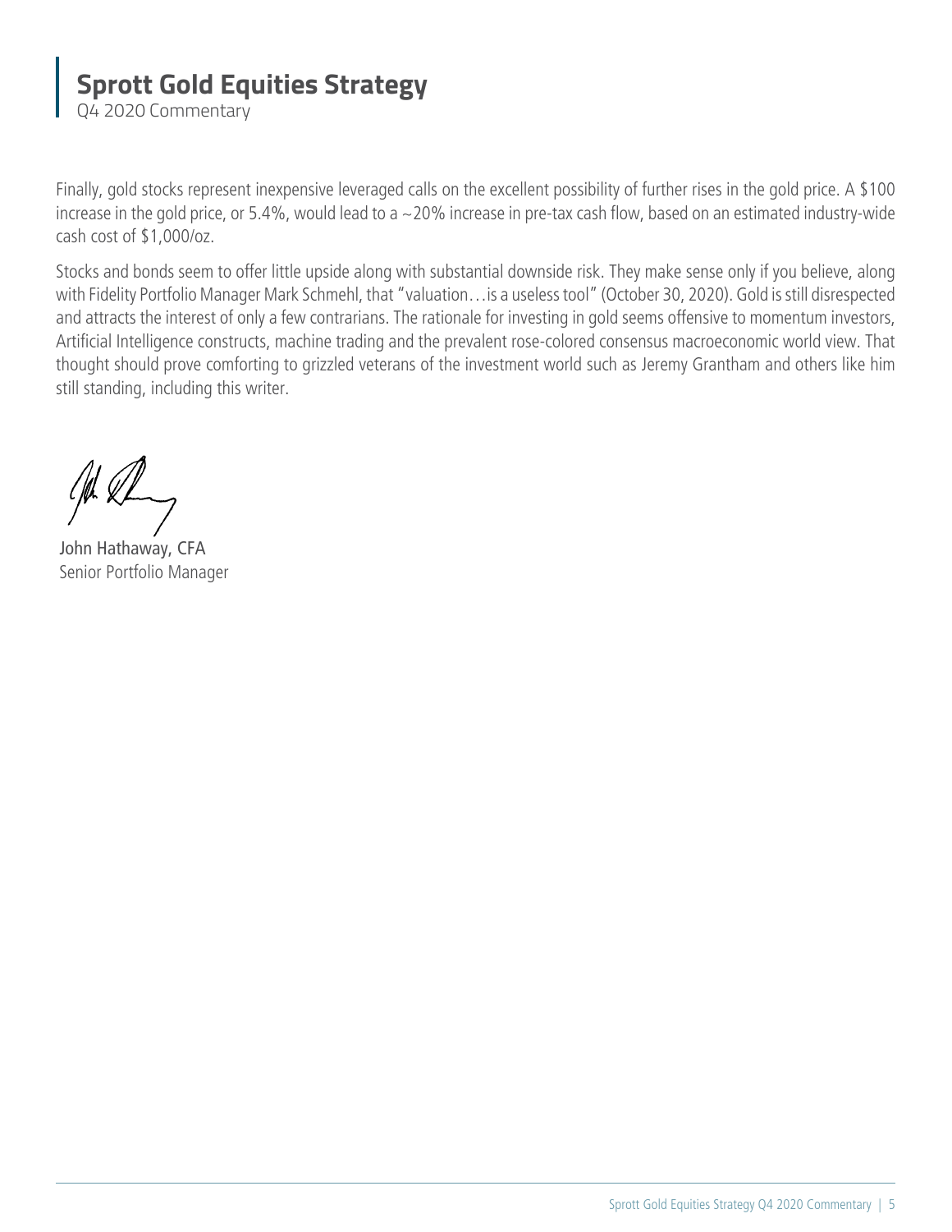Finally, gold stocks represent inexpensive leveraged calls on the excellent possibility of further rises in the gold price. A $100 increase in the gold price, or 5.4%, would lead to a ~20% increase in pre-tax cash flow, based on an estimated industry-wide cash cost of $1,000/oz.

Stocks and bonds seem to offer little upside along with substantial downside risk. They make sense only if you believe, along with Fidelity Portfolio Manager Mark Schmehl, that "valuation…is a useless tool" (October 30, 2020). Gold is still disrespected and attracts the interest of only a few contrarians. The rationale for investing in gold seems offensive to momentum investors, Artificial Intelligence constructs, machine trading and the prevalent rose-colored consensus macroeconomic world view. That thought should prove comforting to grizzled veterans of the investment world such as Jeremy Grantham and others like him still standing, including this writer.

John Hathaway, CFA
Senior Portfolio Manager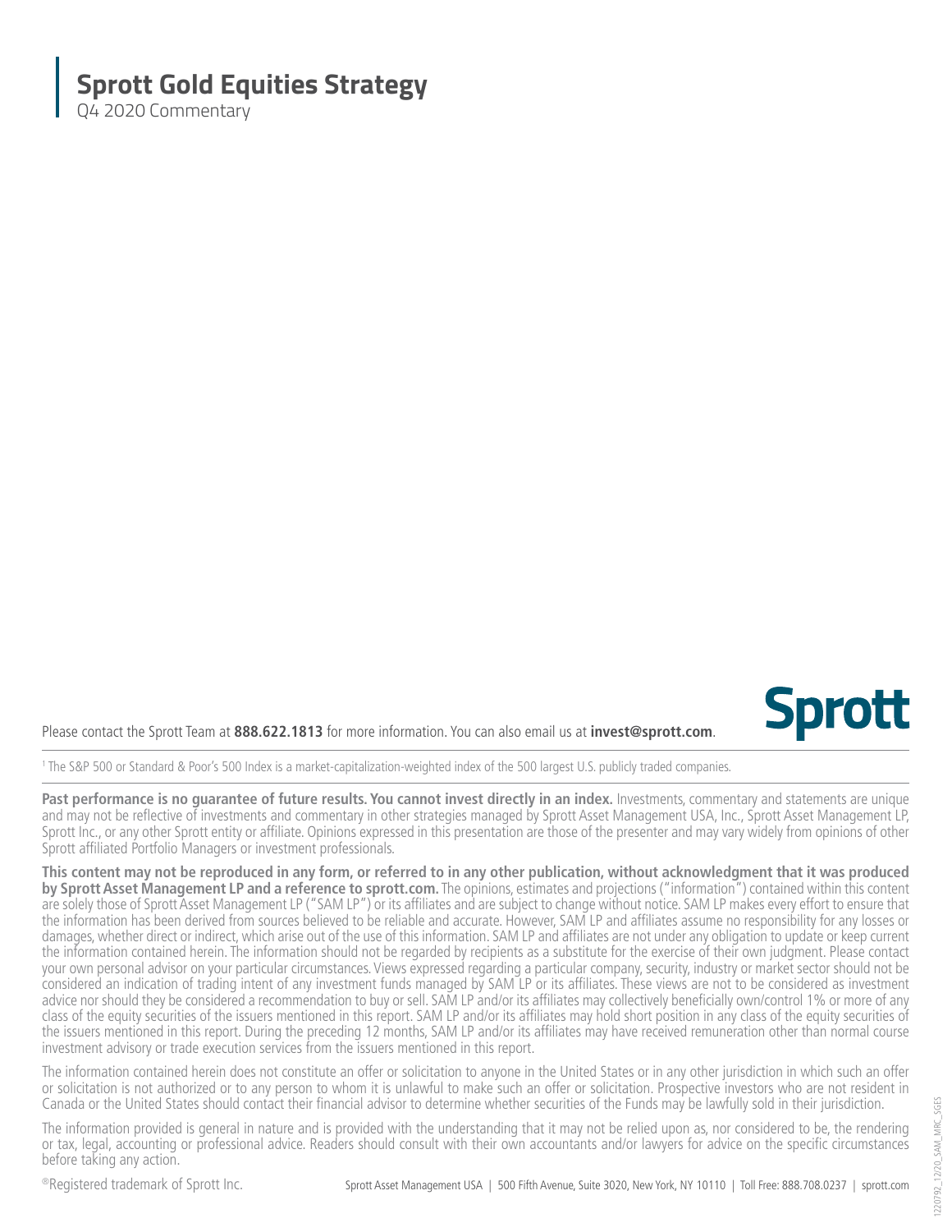# Sprott Gold Equities Strategy

Q4 2020 Commentary

Please contact the Sprott Team at **888.622.1813** for more information. You can also email us at **invest@sprott.com**.

Sprott

[1] The S&P 500 or Standard & Poor's 500 Index is a market-capitalization-weighted index of the 500 largest U.S. publicly traded companies.

**Past performance is no guarantee of future results. You cannot invest directly in an index.** Investments, commentary and statements are unique and may not be reflective of investments and commentary in other strategies managed by Sprott Asset Management USA, Inc., Sprott Asset Management LP, Sprott Inc., or any other Sprott entity or affiliate. Opinions expressed in this presentation are those of the presenter and may vary widely from opinions of other Sprott affiliated Portfolio Managers or investment professionals.

**This content may not be reproduced in any form, or referred to in any other publication, without acknowledgment that it was produced by Sprott Asset Management LP and a reference to sprott.com.** The opinions, estimates and projections ("information") contained within this content are solely those of Sprott Asset Management LP ("SAM LP") or its affiliates and are subject to change without notice. SAM LP makes every effort to ensure that the information has been derived from sources believed to be reliable and accurate. However, SAM LP and affiliates assume no responsibility for any losses or damages, whether direct or indirect, which arise out of the use of this information. SAM LP and affiliates are not under any obligation to update or keep current the information contained herein. The information should not be regarded by recipients as a substitute for the exercise of their own judgment. Please contact your own personal advisor on your particular circumstances. Views expressed regarding a particular company, security, industry or market sector should not be considered an indication of trading intent of any investment funds managed by SAM LP or its affiliates. These views are not to be considered as investment advice nor should they be considered a recommendation to buy or sell. SAM LP and/or its affiliates may collectively beneficially own/control 1% or more of any class of the equity securities of the issuers mentioned in this report. SAM LP and/or its affiliates may hold short position in any class of the equity securities of the issuers mentioned in this report. During the preceding 12 months, SAM LP and/or its affiliates may have received remuneration other than normal course investment advisory or trade execution services from the issuers mentioned in this report.

The information contained herein does not constitute an offer or solicitation to anyone in the United States or in any other jurisdiction in which such an offer or solicitation is not authorized or to any person to whom it is unlawful to make such an offer or solicitation. Prospective investors who are not resident in Canada or the United States should contact their financial advisor to determine whether securities of the Funds may be lawfully sold in their jurisdiction.

The information provided is general in nature and is provided with the understanding that it may not be relied upon as, nor considered to be, the rendering or tax, legal, accounting or professional advice. Readers should consult with their own accountants and/or lawyers for advice on the specific circumstances before taking any action.

®Registered trademark of Sprott Inc.

Sprott Asset Management USA | 500 Fifth Avenue, Suite 3020, New York, NY 10110 | Toll Free: 888.708.0237 | sprott.com

1220792_12/20_SAM_MRC_SGES